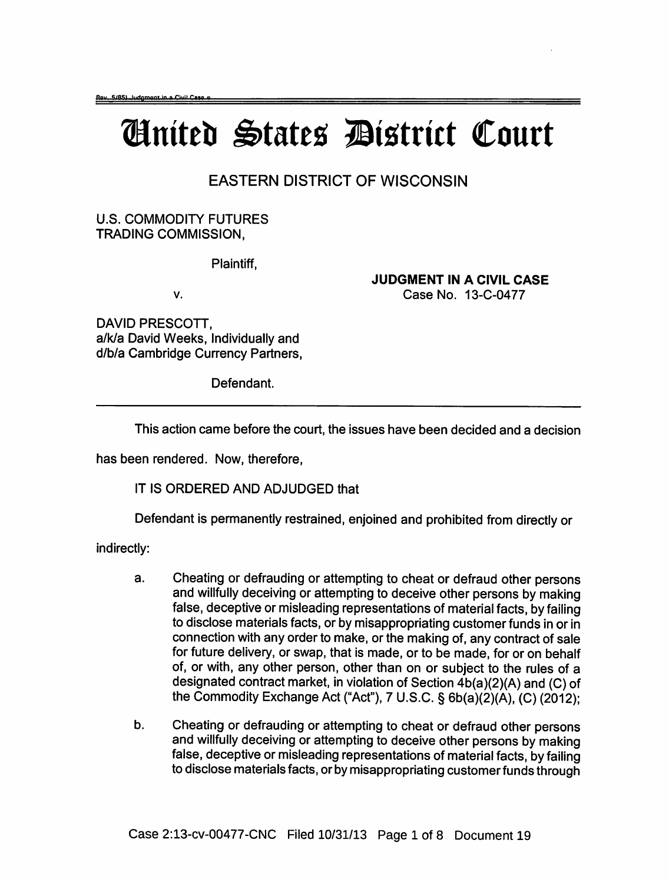# United States District Court

## EASTERN DISTRICT OF WISCONSIN

U.S. COMMODITY FUTURES TRADING COMMISSION,

Plaintiff,

v.

DAVID PRESCOTT,
a/k/a David Weeks, Individually and
d/b/a Cambridge Currency Partners,

Defendant.

**JUDGMENT IN A CIVIL CASE**
Case No. 13-C-0477

---

This action came before the court, the issues have been decided and a decision has been rendered. Now, therefore,

IT IS ORDERED AND ADJUDGED that

Defendant is permanently restrained, enjoined and prohibited from directly or indirectly:

a. Cheating or defrauding or attempting to cheat or defraud other persons and willfully deceiving or attempting to deceive other persons by making false, deceptive or misleading representations of material facts, by failing to disclose materials facts, or by misappropriating customer funds in or in connection with any order to make, or the making of, any contract of sale for future delivery, or swap, that is made, or to be made, for or on behalf of, or with, any other person, other than on or subject to the rules of a designated contract market, in violation of Section 4b(a)(2)(A) and (C) of the Commodity Exchange Act ("Act"), 7 U.S.C. § 6b(a)(2)(A), (C) (2012);

b. Cheating or defrauding or attempting to cheat or defraud other persons and willfully deceiving or attempting to deceive other persons by making false, deceptive or misleading representations of material facts, by failing to disclose materials facts, or by misappropriating customer funds through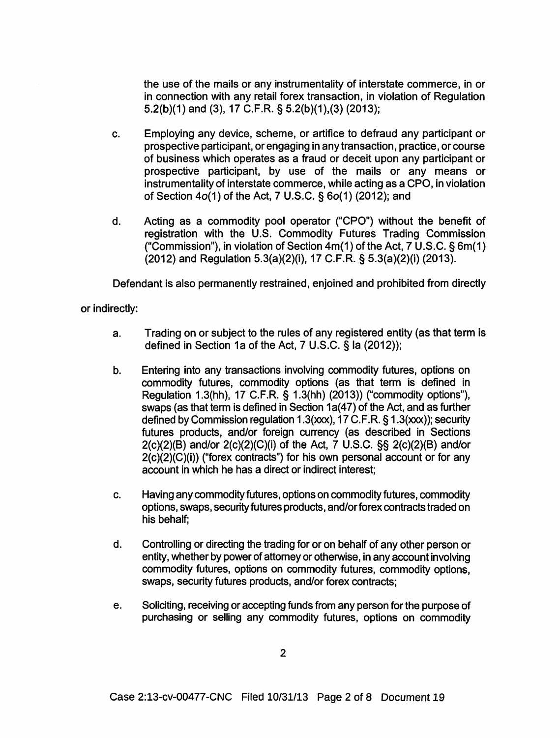the use of the mails or any instrumentality of interstate commerce, in or in connection with any retail forex transaction, in violation of Regulation 5.2(b)(1) and (3), 17 C.F.R. § 5.2(b)(1),(3) (2013);

c. Employing any device, scheme, or artifice to defraud any participant or prospective participant, or engaging in any transaction, practice, or course of business which operates as a fraud or deceit upon any participant or prospective participant, by use of the mails or any means or instrumentality of interstate commerce, while acting as a CPO, in violation of Section 4*o*(1) of the Act, 7 U.S.C. § 6*o*(1) (2012); and

d. Acting as a commodity pool operator ("CPO") without the benefit of registration with the U.S. Commodity Futures Trading Commission ("Commission"), in violation of Section 4m(1) of the Act, 7 U.S.C. § 6m(1) (2012) and Regulation 5.3(a)(2)(i), 17 C.F.R. § 5.3(a)(2)(i) (2013).

Defendant is also permanently restrained, enjoined and prohibited from directly or indirectly:

a. Trading on or subject to the rules of any registered entity (as that term is defined in Section 1a of the Act, 7 U.S.C. § la (2012));

b. Entering into any transactions involving commodity futures, options on commodity futures, commodity options (as that term is defined in Regulation 1.3(hh), 17 C.F.R. § 1.3(hh) (2013)) ("commodity options"), swaps (as that term is defined in Section 1a(47) of the Act, and as further defined by Commission regulation 1.3(xxx), 17 C.F.R. § 1.3(xxx)); security futures products, and/or foreign currency (as described in Sections 2(c)(2)(B) and/or 2(c)(2)(C)(i) of the Act, 7 U.S.C. §§ 2(c)(2)(B) and/or 2(c)(2)(C)(i)) ("forex contracts") for his own personal account or for any account in which he has a direct or indirect interest;

c. Having any commodity futures, options on commodity futures, commodity options, swaps, security futures products, and/or forex contracts traded on his behalf;

d. Controlling or directing the trading for or on behalf of any other person or entity, whether by power of attorney or otherwise, in any account involving commodity futures, options on commodity futures, commodity options, swaps, security futures products, and/or forex contracts;

e. Soliciting, receiving or accepting funds from any person for the purpose of purchasing or selling any commodity futures, options on commodity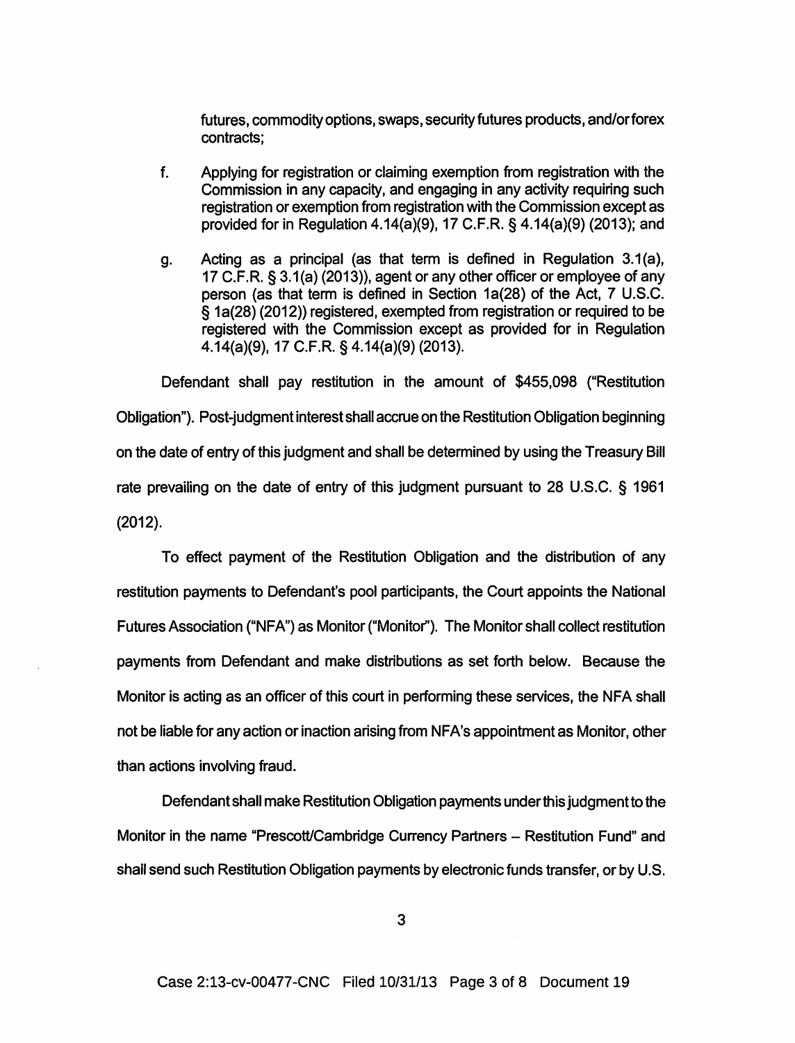futures, commodity options, swaps, security futures products, and/or forex contracts;

f. Applying for registration or claiming exemption from registration with the Commission in any capacity, and engaging in any activity requiring such registration or exemption from registration with the Commission except as provided for in Regulation 4.14(a)(9), 17 C.F.R. § 4.14(a)(9) (2013); and

g. Acting as a principal (as that term is defined in Regulation 3.1(a), 17 C.F.R. § 3.1(a) (2013)), agent or any other officer or employee of any person (as that term is defined in Section 1a(28) of the Act, 7 U.S.C. § 1a(28) (2012)) registered, exempted from registration or required to be registered with the Commission except as provided for in Regulation 4.14(a)(9), 17 C.F.R. § 4.14(a)(9) (2013).

Defendant shall pay restitution in the amount of $455,098 ("Restitution Obligation"). Post-judgment interest shall accrue on the Restitution Obligation beginning on the date of entry of this judgment and shall be determined by using the Treasury Bill rate prevailing on the date of entry of this judgment pursuant to 28 U.S.C. § 1961 (2012).

To effect payment of the Restitution Obligation and the distribution of any restitution payments to Defendant's pool participants, the Court appoints the National Futures Association ("NFA") as Monitor ("Monitor"). The Monitor shall collect restitution payments from Defendant and make distributions as set forth below. Because the Monitor is acting as an officer of this court in performing these services, the NFA shall not be liable for any action or inaction arising from NFA's appointment as Monitor, other than actions involving fraud.

Defendant shall make Restitution Obligation payments under this judgment to the Monitor in the name "Prescott/Cambridge Currency Partners – Restitution Fund" and shall send such Restitution Obligation payments by electronic funds transfer, or by U.S.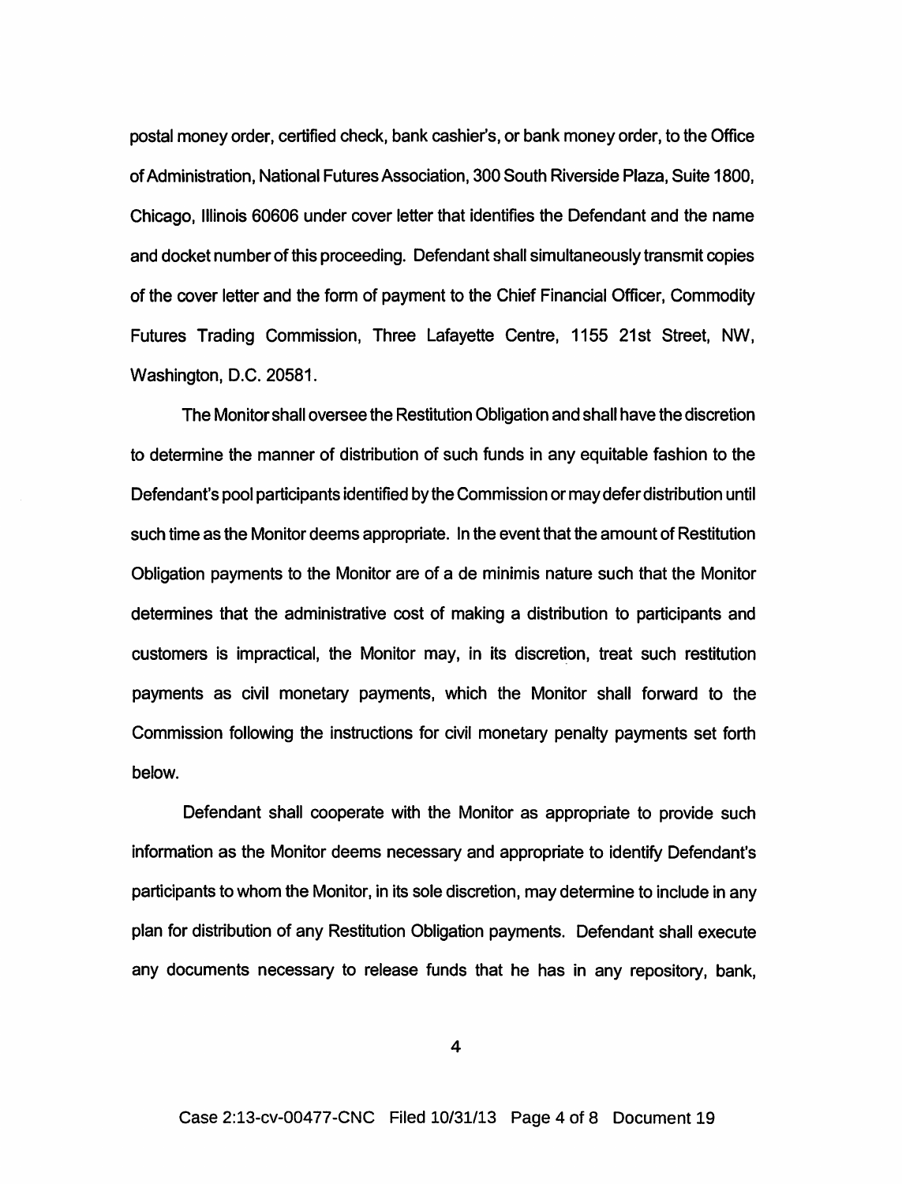postal money order, certified check, bank cashier's, or bank money order, to the Office of Administration, National Futures Association, 300 South Riverside Plaza, Suite 1800, Chicago, Illinois 60606 under cover letter that identifies the Defendant and the name and docket number of this proceeding. Defendant shall simultaneously transmit copies of the cover letter and the form of payment to the Chief Financial Officer, Commodity Futures Trading Commission, Three Lafayette Centre, 1155 21st Street, NW, Washington, D.C. 20581.

The Monitor shall oversee the Restitution Obligation and shall have the discretion to determine the manner of distribution of such funds in any equitable fashion to the Defendant's pool participants identified by the Commission or may defer distribution until such time as the Monitor deems appropriate. In the event that the amount of Restitution Obligation payments to the Monitor are of a de minimis nature such that the Monitor determines that the administrative cost of making a distribution to participants and customers is impractical, the Monitor may, in its discretion, treat such restitution payments as civil monetary payments, which the Monitor shall forward to the Commission following the instructions for civil monetary penalty payments set forth below.

Defendant shall cooperate with the Monitor as appropriate to provide such information as the Monitor deems necessary and appropriate to identify Defendant's participants to whom the Monitor, in its sole discretion, may determine to include in any plan for distribution of any Restitution Obligation payments. Defendant shall execute any documents necessary to release funds that he has in any repository, bank,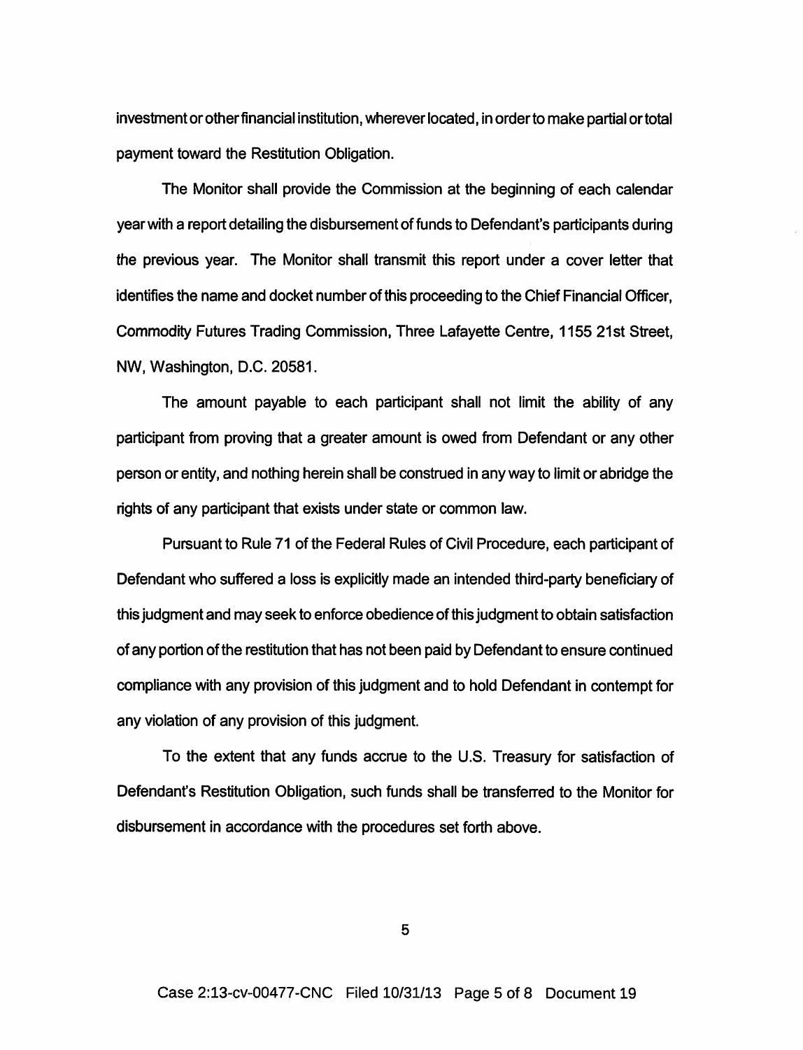investment or other financial institution, wherever located, in order to make partial or total payment toward the Restitution Obligation.

The Monitor shall provide the Commission at the beginning of each calendar year with a report detailing the disbursement of funds to Defendant's participants during the previous year. The Monitor shall transmit this report under a cover letter that identifies the name and docket number of this proceeding to the Chief Financial Officer, Commodity Futures Trading Commission, Three Lafayette Centre, 1155 21st Street, NW, Washington, D.C. 20581.

The amount payable to each participant shall not limit the ability of any participant from proving that a greater amount is owed from Defendant or any other person or entity, and nothing herein shall be construed in any way to limit or abridge the rights of any participant that exists under state or common law.

Pursuant to Rule 71 of the Federal Rules of Civil Procedure, each participant of Defendant who suffered a loss is explicitly made an intended third-party beneficiary of this judgment and may seek to enforce obedience of this judgment to obtain satisfaction of any portion of the restitution that has not been paid by Defendant to ensure continued compliance with any provision of this judgment and to hold Defendant in contempt for any violation of any provision of this judgment.

To the extent that any funds accrue to the U.S. Treasury for satisfaction of Defendant's Restitution Obligation, such funds shall be transferred to the Monitor for disbursement in accordance with the procedures set forth above.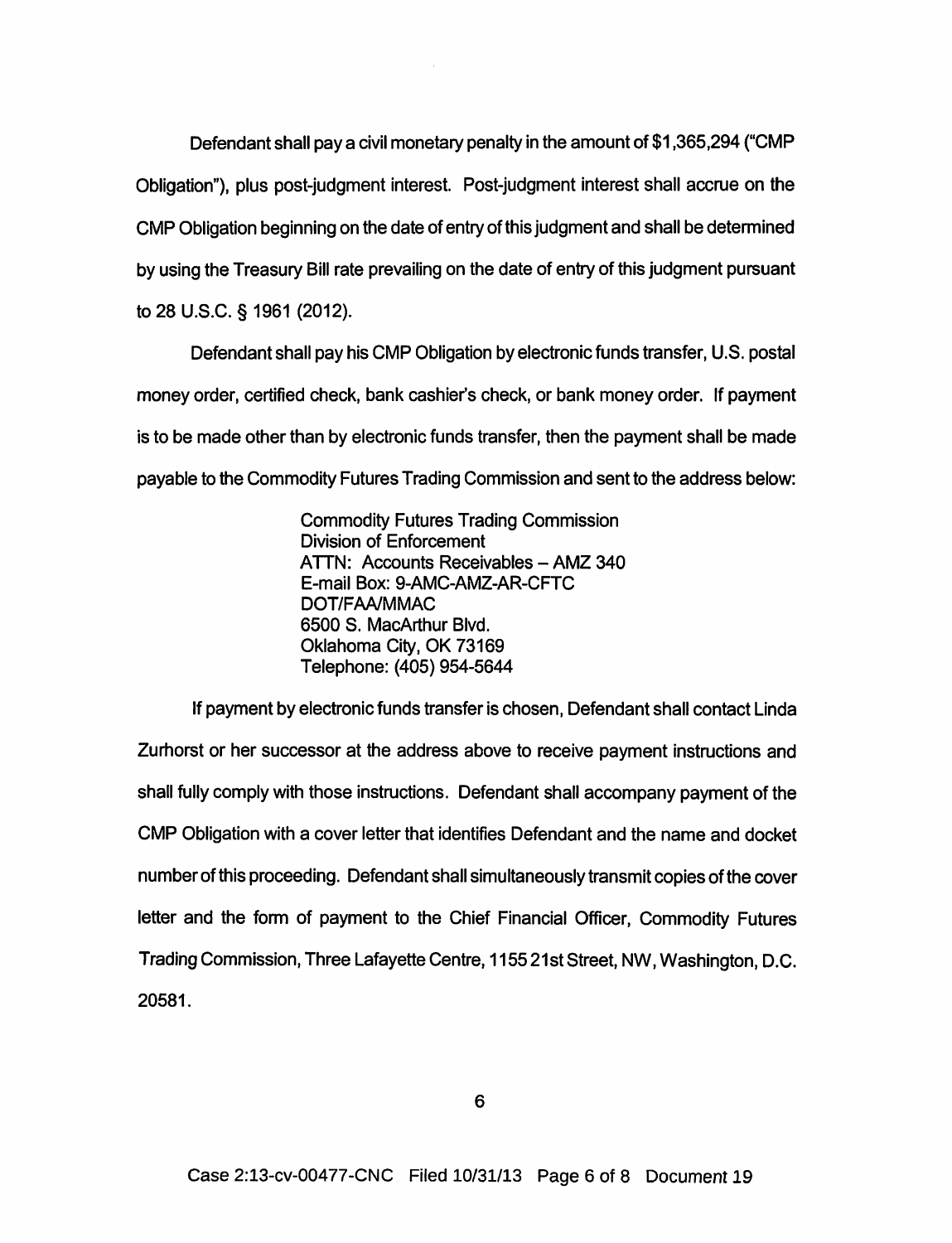Defendant shall pay a civil monetary penalty in the amount of $1,365,294 ("CMP Obligation"), plus post-judgment interest. Post-judgment interest shall accrue on the CMP Obligation beginning on the date of entry of this judgment and shall be determined by using the Treasury Bill rate prevailing on the date of entry of this judgment pursuant to 28 U.S.C. § 1961 (2012).

Defendant shall pay his CMP Obligation by electronic funds transfer, U.S. postal money order, certified check, bank cashier's check, or bank money order. If payment is to be made other than by electronic funds transfer, then the payment shall be made payable to the Commodity Futures Trading Commission and sent to the address below:

> Commodity Futures Trading Commission
> Division of Enforcement
> ATTN: Accounts Receivables – AMZ 340
> E-mail Box: 9-AMC-AMZ-AR-CFTC
> DOT/FAA/MMAC
> 6500 S. MacArthur Blvd.
> Oklahoma City, OK 73169
> Telephone: (405) 954-5644

If payment by electronic funds transfer is chosen, Defendant shall contact Linda Zurhorst or her successor at the address above to receive payment instructions and shall fully comply with those instructions. Defendant shall accompany payment of the CMP Obligation with a cover letter that identifies Defendant and the name and docket number of this proceeding. Defendant shall simultaneously transmit copies of the cover letter and the form of payment to the Chief Financial Officer, Commodity Futures Trading Commission, Three Lafayette Centre, 1155 21st Street, NW, Washington, D.C. 20581.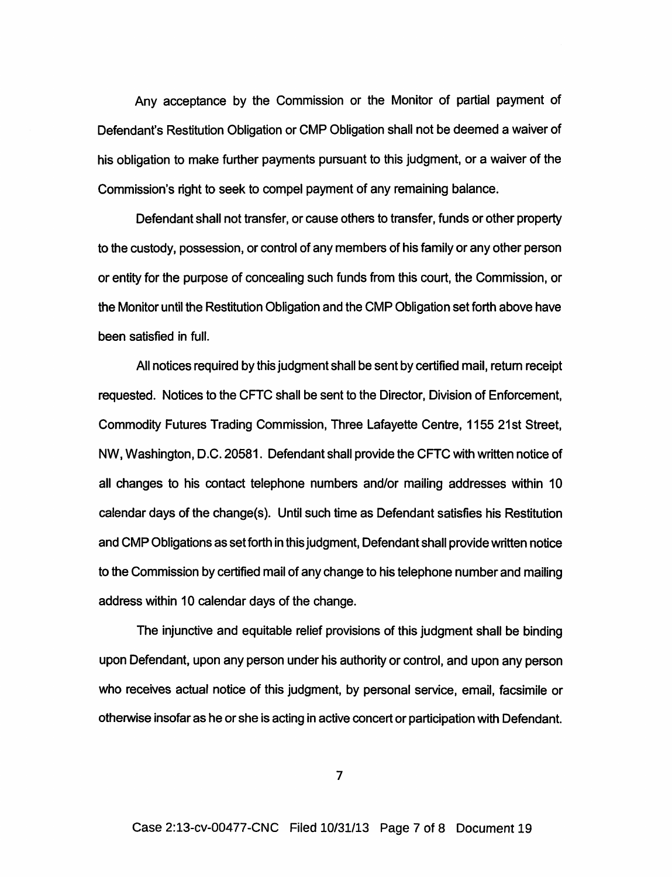Any acceptance by the Commission or the Monitor of partial payment of Defendant's Restitution Obligation or CMP Obligation shall not be deemed a waiver of his obligation to make further payments pursuant to this judgment, or a waiver of the Commission's right to seek to compel payment of any remaining balance.

Defendant shall not transfer, or cause others to transfer, funds or other property to the custody, possession, or control of any members of his family or any other person or entity for the purpose of concealing such funds from this court, the Commission, or the Monitor until the Restitution Obligation and the CMP Obligation set forth above have been satisfied in full.

All notices required by this judgment shall be sent by certified mail, return receipt requested. Notices to the CFTC shall be sent to the Director, Division of Enforcement, Commodity Futures Trading Commission, Three Lafayette Centre, 1155 21st Street, NW, Washington, D.C. 20581. Defendant shall provide the CFTC with written notice of all changes to his contact telephone numbers and/or mailing addresses within 10 calendar days of the change(s). Until such time as Defendant satisfies his Restitution and CMP Obligations as set forth in this judgment, Defendant shall provide written notice to the Commission by certified mail of any change to his telephone number and mailing address within 10 calendar days of the change.

The injunctive and equitable relief provisions of this judgment shall be binding upon Defendant, upon any person under his authority or control, and upon any person who receives actual notice of this judgment, by personal service, email, facsimile or otherwise insofar as he or she is acting in active concert or participation with Defendant.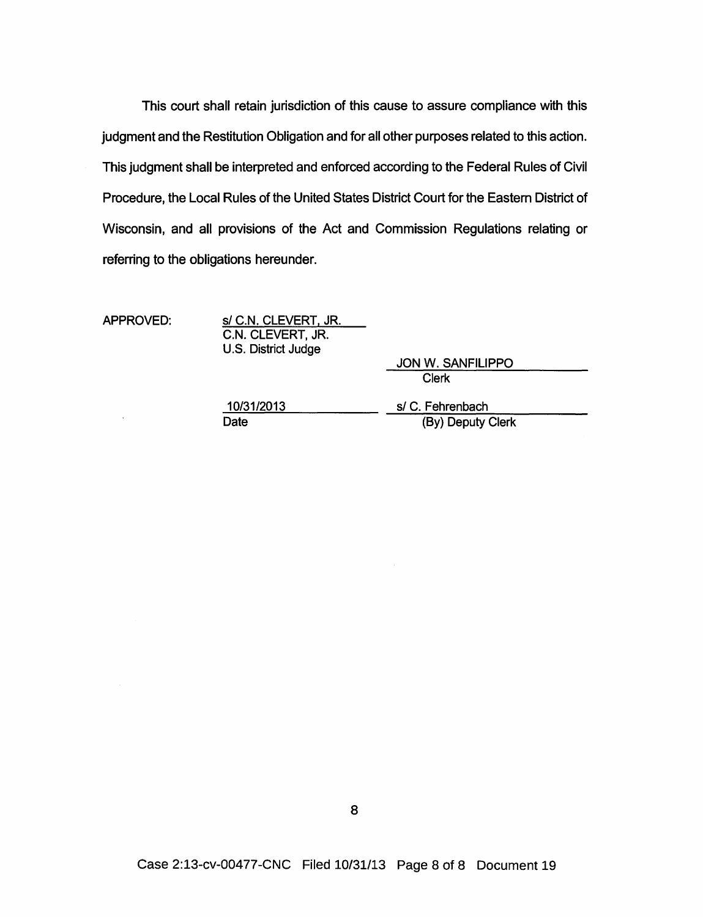This court shall retain jurisdiction of this cause to assure compliance with this judgment and the Restitution Obligation and for all other purposes related to this action. This judgment shall be interpreted and enforced according to the Federal Rules of Civil Procedure, the Local Rules of the United States District Court for the Eastern District of Wisconsin, and all provisions of the Act and Commission Regulations relating or referring to the obligations hereunder.

APPROVED: s/ C.N. CLEVERT, JR.
C.N. CLEVERT, JR.
U.S. District Judge

JON W. SANFILIPPO
Clerk

10/31/2013
Date

s/ C. Fehrenbach
(By) Deputy Clerk